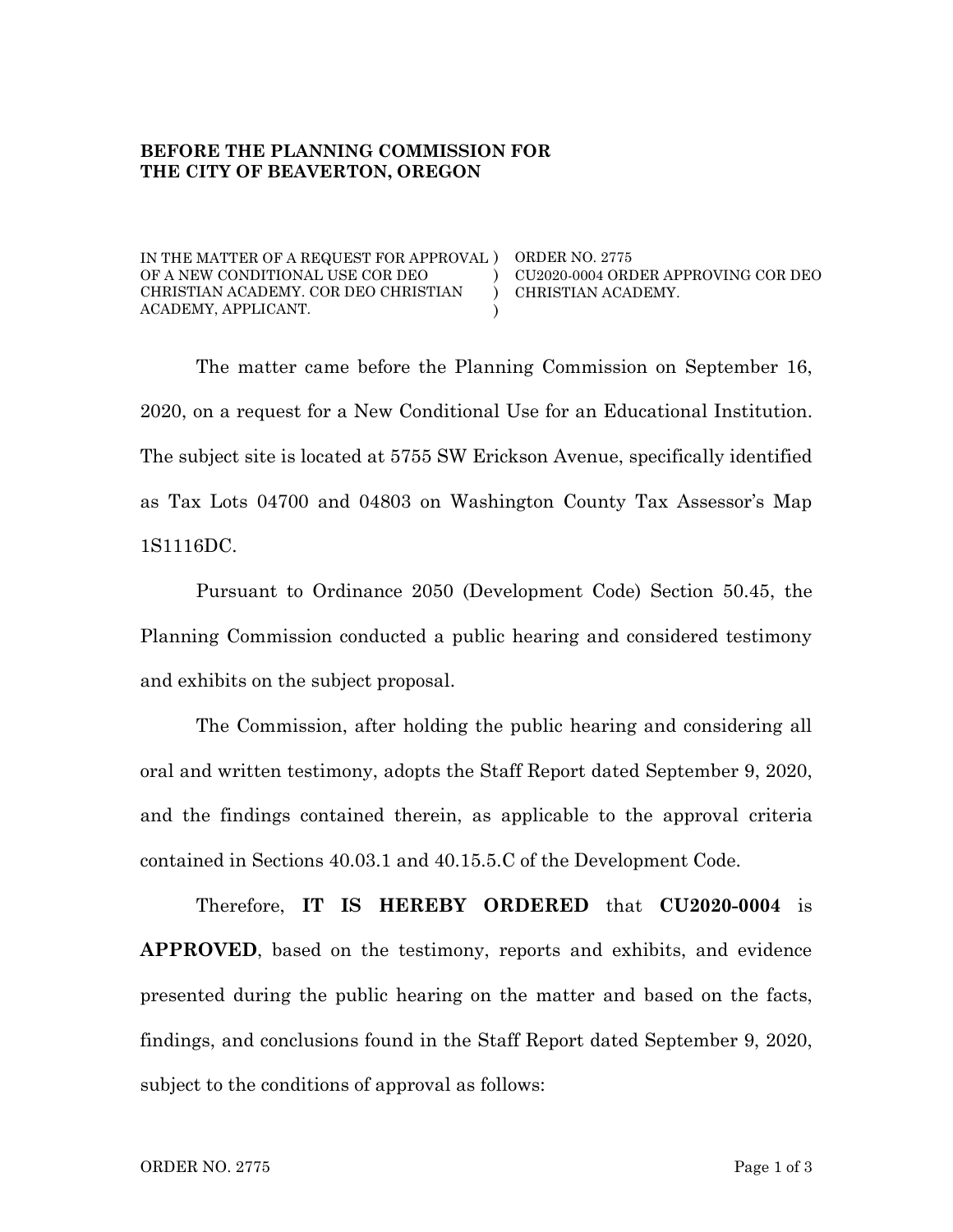**BEFORE THE PLANNING COMMISSION FOR THE CITY OF BEAVERTON, OREGON**

| IN THE MATTER OF A REQUEST FOR APPROVAL OF A NEW CONDITIONAL USE COR DEO CHRISTIAN ACADEMY. COR DEO CHRISTIAN ACADEMY, APPLICANT. | ) ) ) ) | ORDER NO. 2775 CU2020-0004 ORDER APPROVING COR DEO CHRISTIAN ACADEMY. |
|---|---|---|

The matter came before the Planning Commission on September 16, 2020, on a request for a New Conditional Use for an Educational Institution. The subject site is located at 5755 SW Erickson Avenue, specifically identified as Tax Lots 04700 and 04803 on Washington County Tax Assessor's Map 1S1116DC.

Pursuant to Ordinance 2050 (Development Code) Section 50.45, the Planning Commission conducted a public hearing and considered testimony and exhibits on the subject proposal.

The Commission, after holding the public hearing and considering all oral and written testimony, adopts the Staff Report dated September 9, 2020, and the findings contained therein, as applicable to the approval criteria contained in Sections 40.03.1 and 40.15.5.C of the Development Code.

Therefore, **IT IS HEREBY ORDERED** that **CU2020-0004** is **APPROVED**, based on the testimony, reports and exhibits, and evidence presented during the public hearing on the matter and based on the facts, findings, and conclusions found in the Staff Report dated September 9, 2020, subject to the conditions of approval as follows: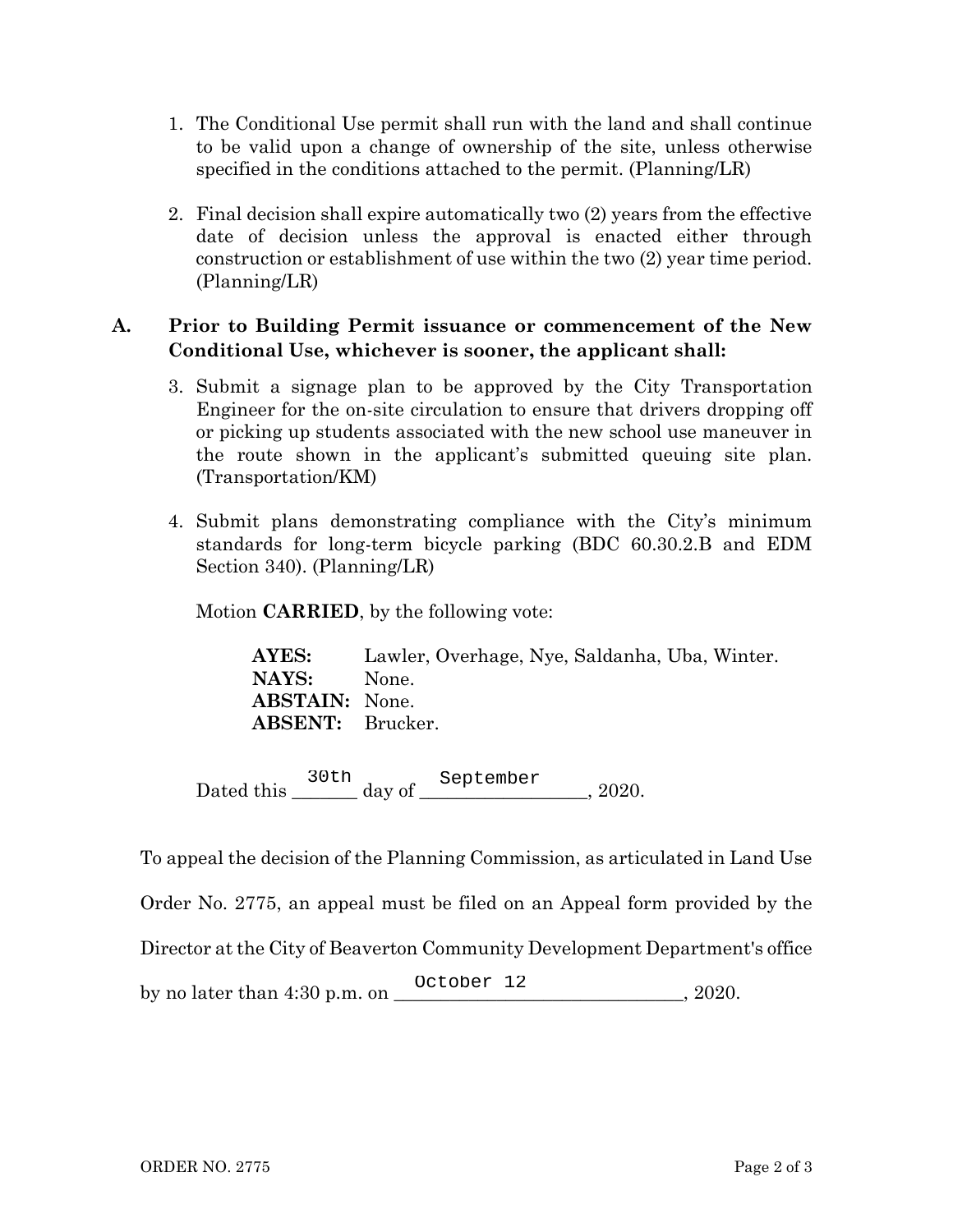1. The Conditional Use permit shall run with the land and shall continue to be valid upon a change of ownership of the site, unless otherwise specified in the conditions attached to the permit. (Planning/LR)

2. Final decision shall expire automatically two (2) years from the effective date of decision unless the approval is enacted either through construction or establishment of use within the two (2) year time period. (Planning/LR)

**A. Prior to Building Permit issuance or commencement of the New Conditional Use, whichever is sooner, the applicant shall:**

3. Submit a signage plan to be approved by the City Transportation Engineer for the on-site circulation to ensure that drivers dropping off or picking up students associated with the new school use maneuver in the route shown in the applicant's submitted queuing site plan. (Transportation/KM)

4. Submit plans demonstrating compliance with the City's minimum standards for long-term bicycle parking (BDC 60.30.2.B and EDM Section 340). (Planning/LR)

Motion **CARRIED**, by the following vote:

**AYES:** Lawler, Overhage, Nye, Saldanha, Uba, Winter.
**NAYS:** None.
**ABSTAIN:** None.
**ABSENT:** Brucker.

Dated this 30th day of September, 2020.

To appeal the decision of the Planning Commission, as articulated in Land Use Order No. 2775, an appeal must be filed on an Appeal form provided by the Director at the City of Beaverton Community Development Department's office by no later than 4:30 p.m. on October 12, 2020.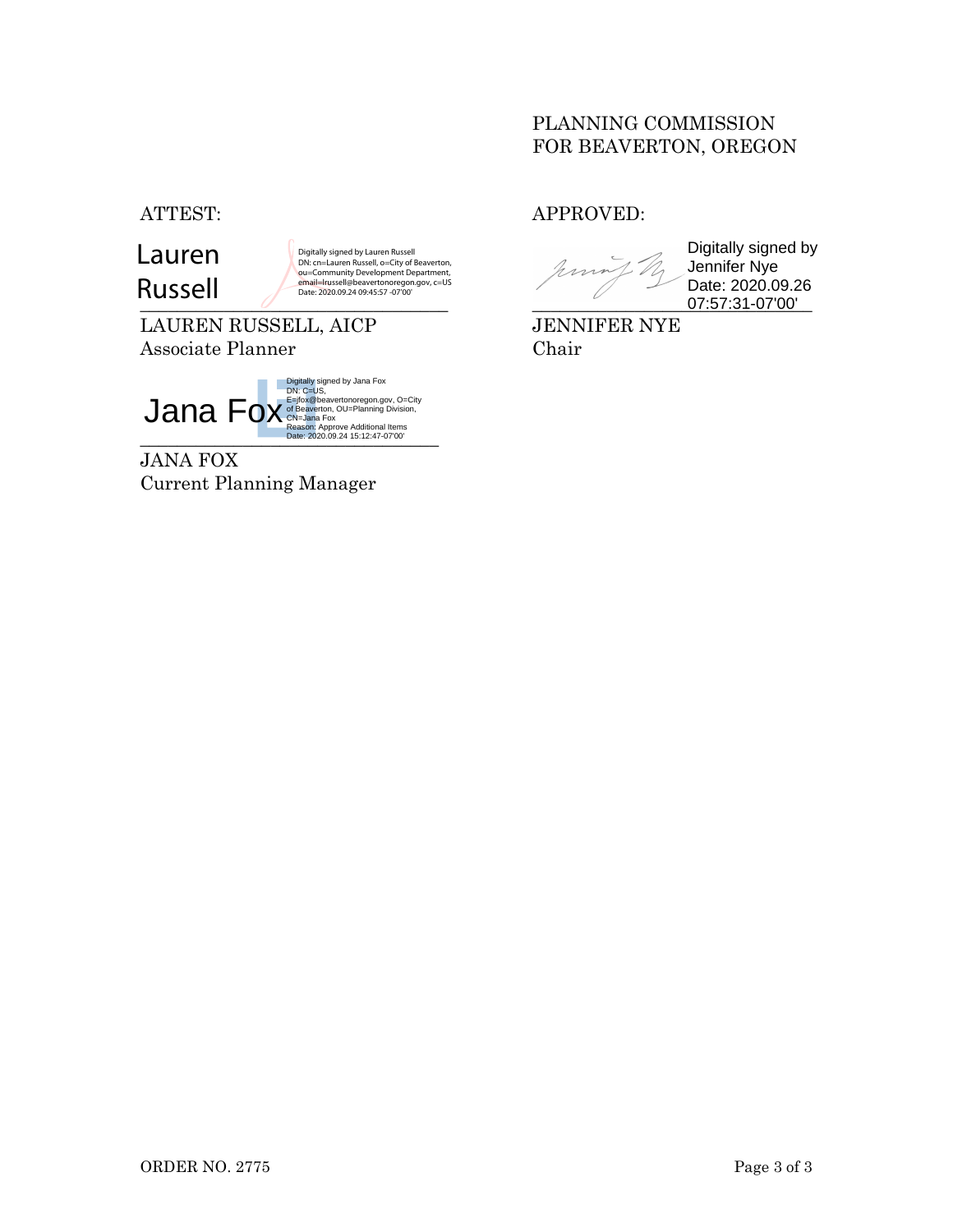PLANNING COMMISSION
FOR BEAVERTON, OREGON

ATTEST:

Lauren Russell

Digitally signed by Lauren Russell
DN: cn=Lauren Russell, o=City of Beaverton, ou=Community Development Department, email=lrussell@beavertonoregon.gov, c=US
Date: 2020.09.24 09:45:57 -07'00'

LAUREN RUSSELL, AICP
Associate Planner

Jana Fox

Digitally signed by Jana Fox
DN: C=US, E=jfox@beavertonoregon.gov, O=City of Beaverton, OU=Planning Division, CN=Jana Fox
Reason: Approve Additional Items
Date: 2020.09.24 15:12:47-07'00'

JANA FOX
Current Planning Manager

APPROVED:

Digitally signed by Jennifer Nye
Date: 2020.09.26 07:57:31-07'00'

JENNIFER NYE
Chair

ORDER NO. 2775